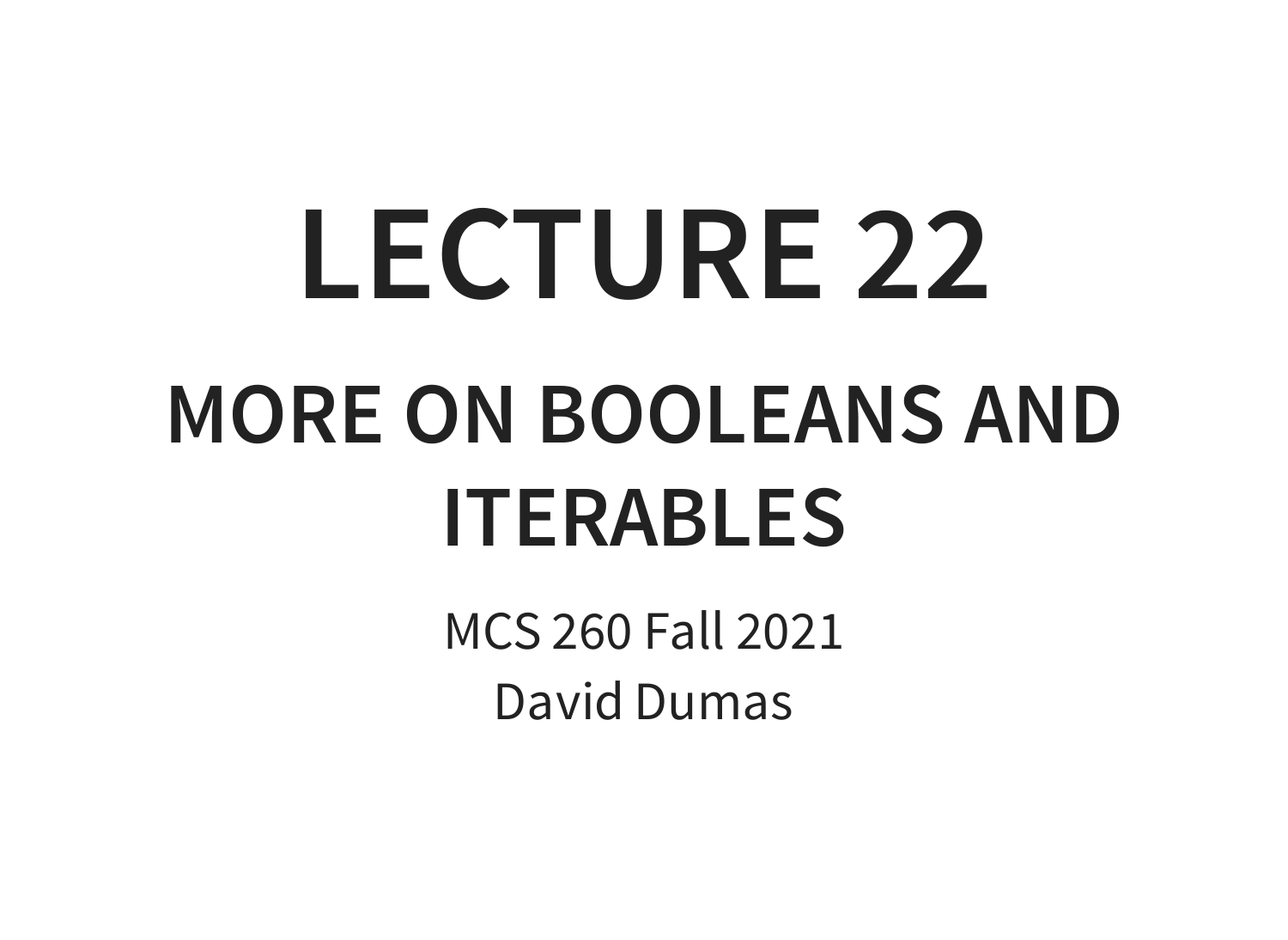# LECTURE 22

## MORE ON BOOLEANS AND ITERABLES

MCS 260 Fall 2021

David Dumas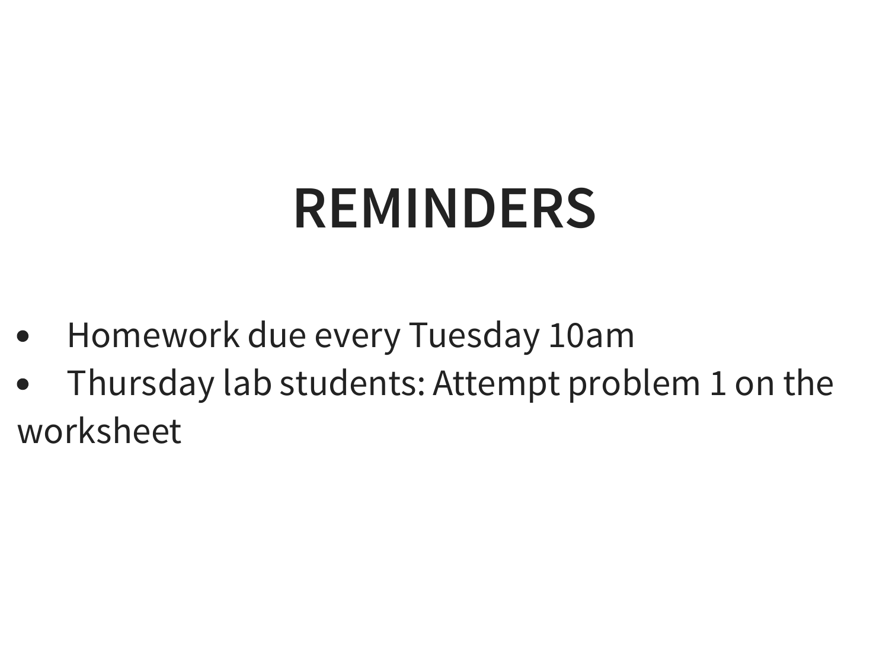# REMINDERS

- Homework due every Tuesday 10am
- Thursday lab students: Attempt problem 1 on the worksheet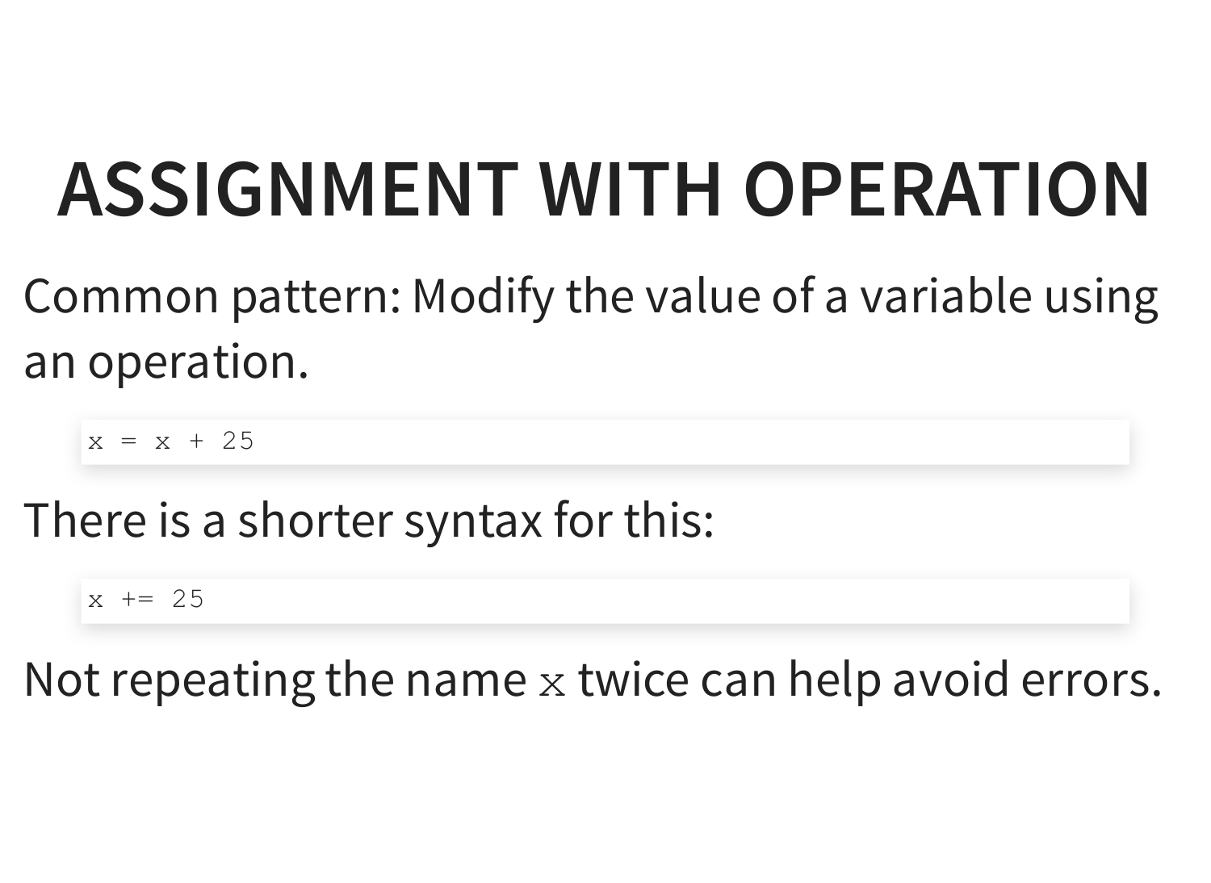# ASSIGNMENT WITH OPERATION

Common pattern: Modify the value of a variable using an operation.

```
x = x + 25
```

There is a shorter syntax for this:

```
x += 25
```

Not repeating the name `x` twice can help avoid errors.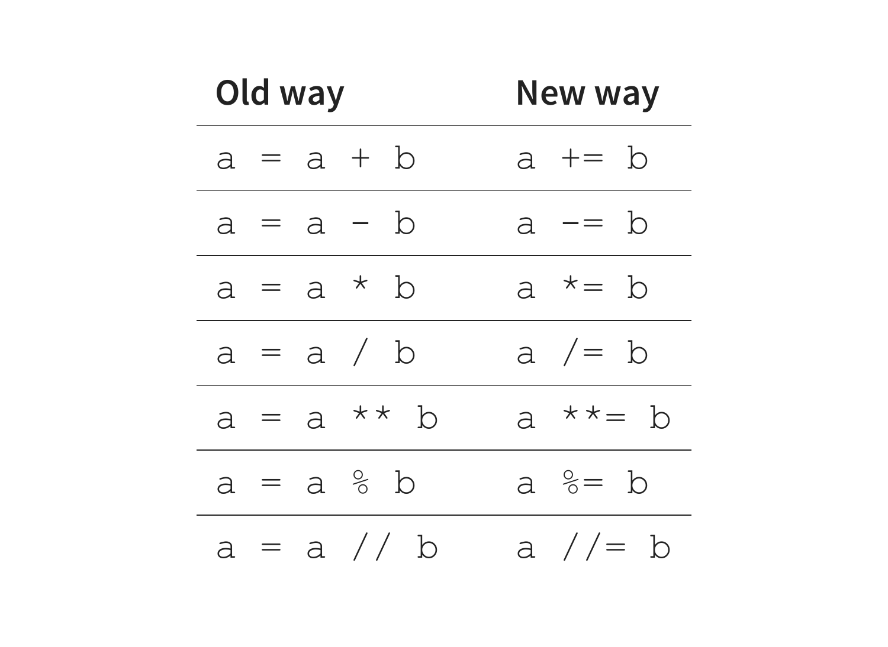| Old way | New way |
| --- | --- |
| `a = a + b` | `a += b` |
| `a = a - b` | `a -= b` |
| `a = a * b` | `a *= b` |
| `a = a / b` | `a /= b` |
| `a = a ** b` | `a **= b` |
| `a = a % b` | `a %= b` |
| `a = a // b` | `a //= b` |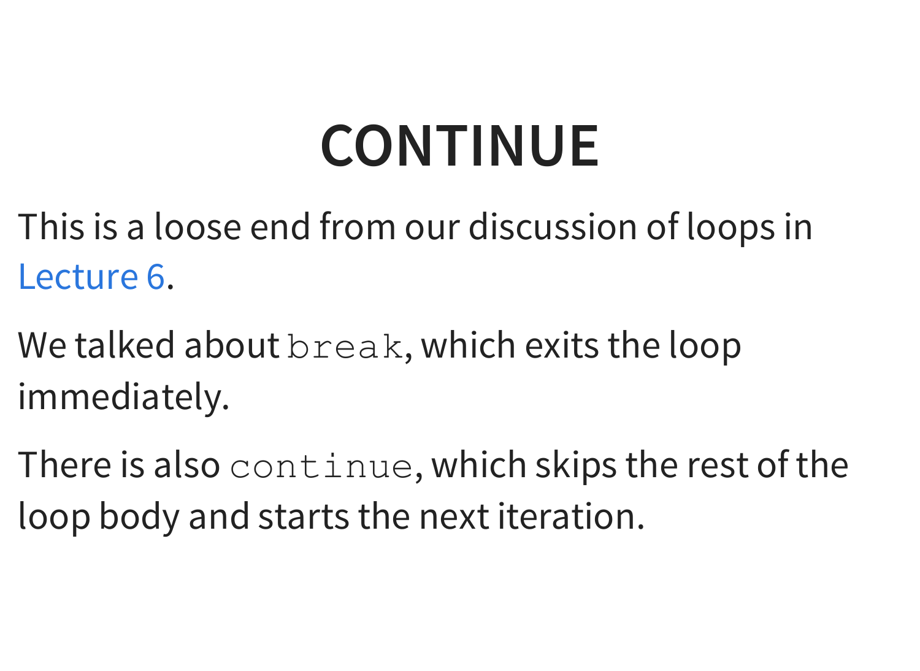# CONTINUE

This is a loose end from our discussion of loops in Lecture 6.

We talked about `break`, which exits the loop immediately.

There is also `continue`, which skips the rest of the loop body and starts the next iteration.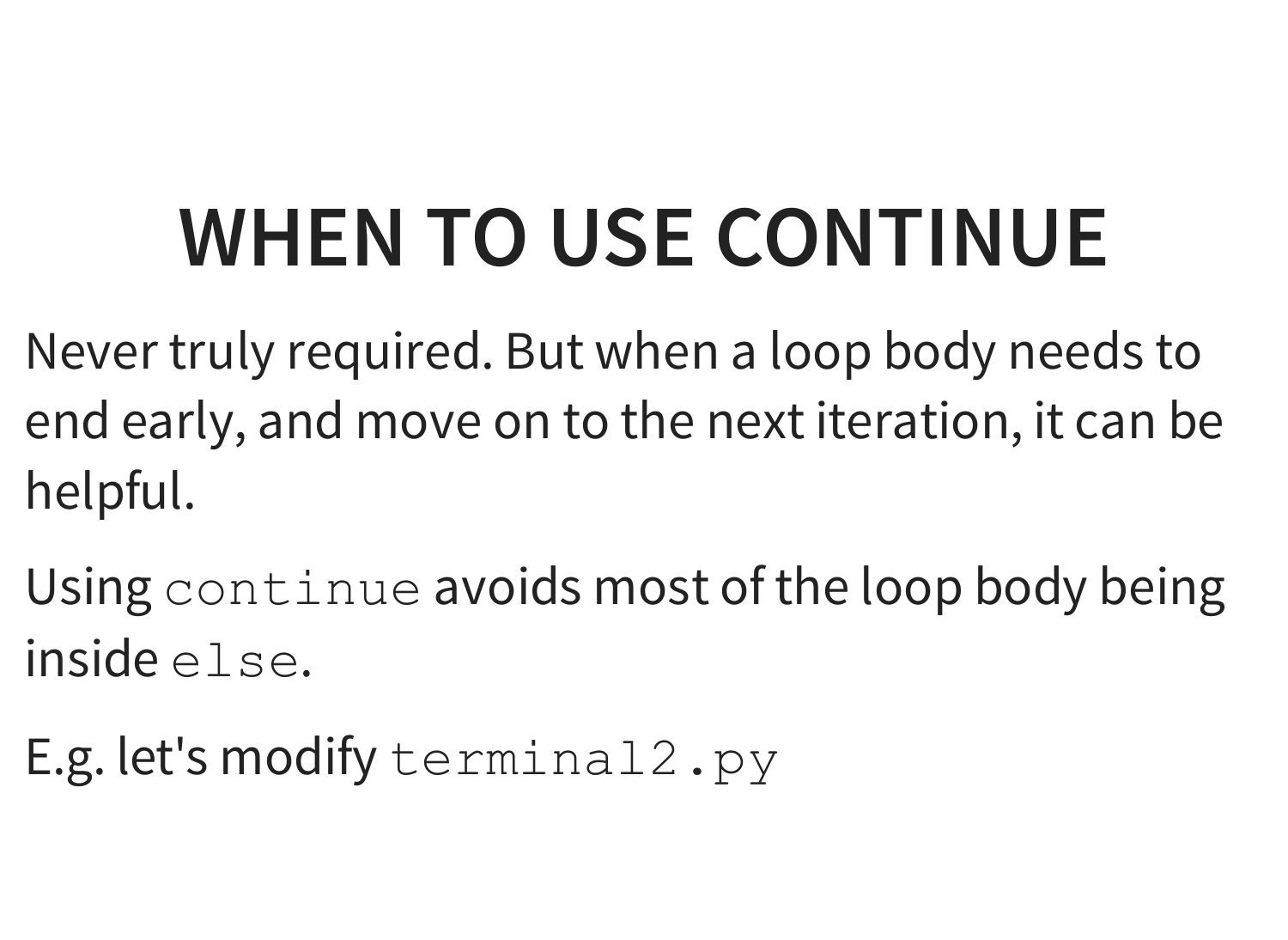# WHEN TO USE CONTINUE

Never truly required. But when a loop body needs to end early, and move on to the next iteration, it can be helpful.

Using `continue` avoids most of the loop body being inside `else`.

E.g. let's modify `terminal2.py`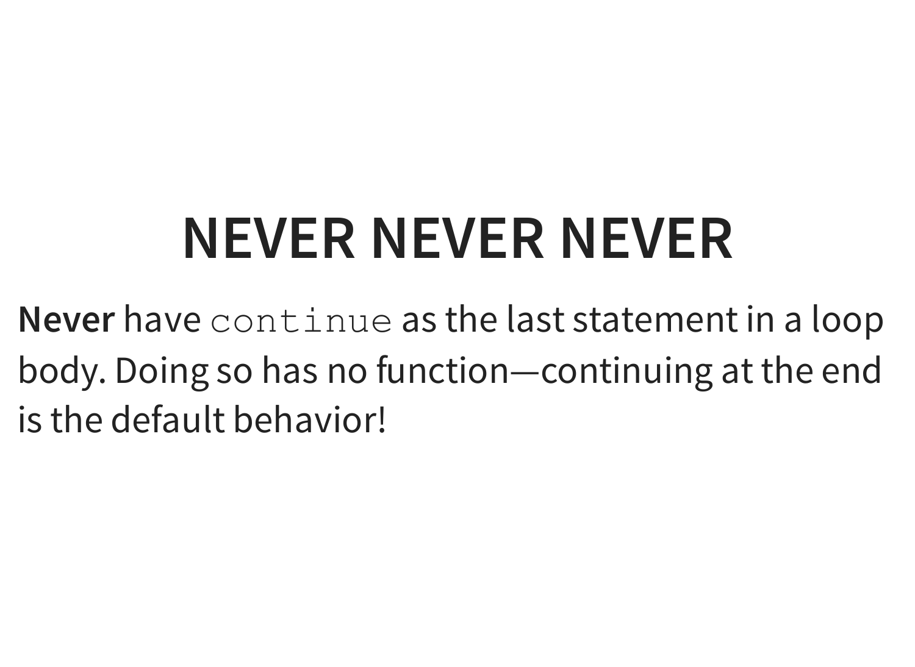# NEVER NEVER NEVER

**Never** have `continue` as the last statement in a loop body. Doing so has no function—continuing at the end is the default behavior!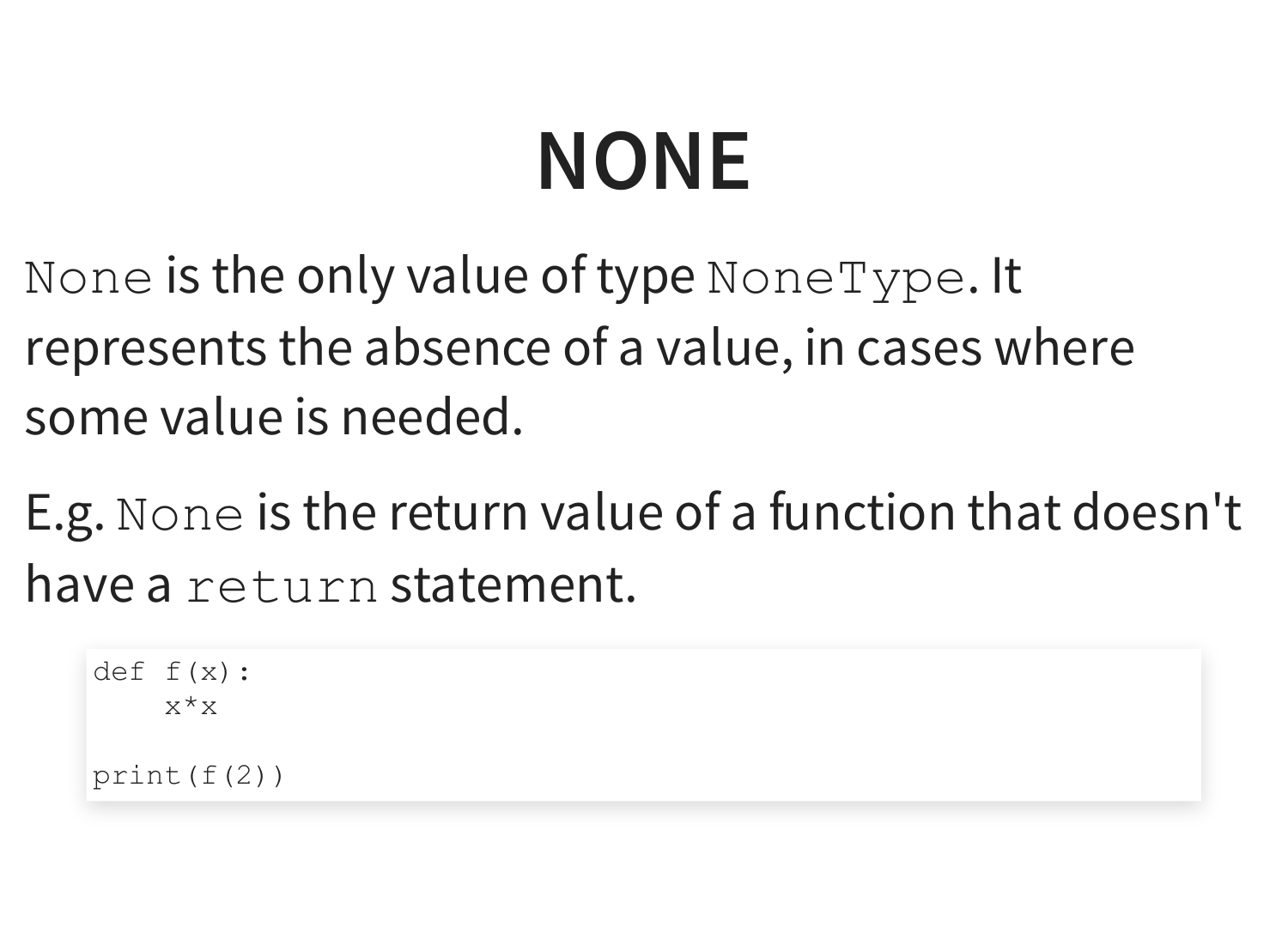# NONE

`None` is the only value of type `NoneType`. It represents the absence of a value, in cases where some value is needed.

E.g. `None` is the return value of a function that doesn't have a `return` statement.

```
def f(x):
    x*x

print(f(2))
```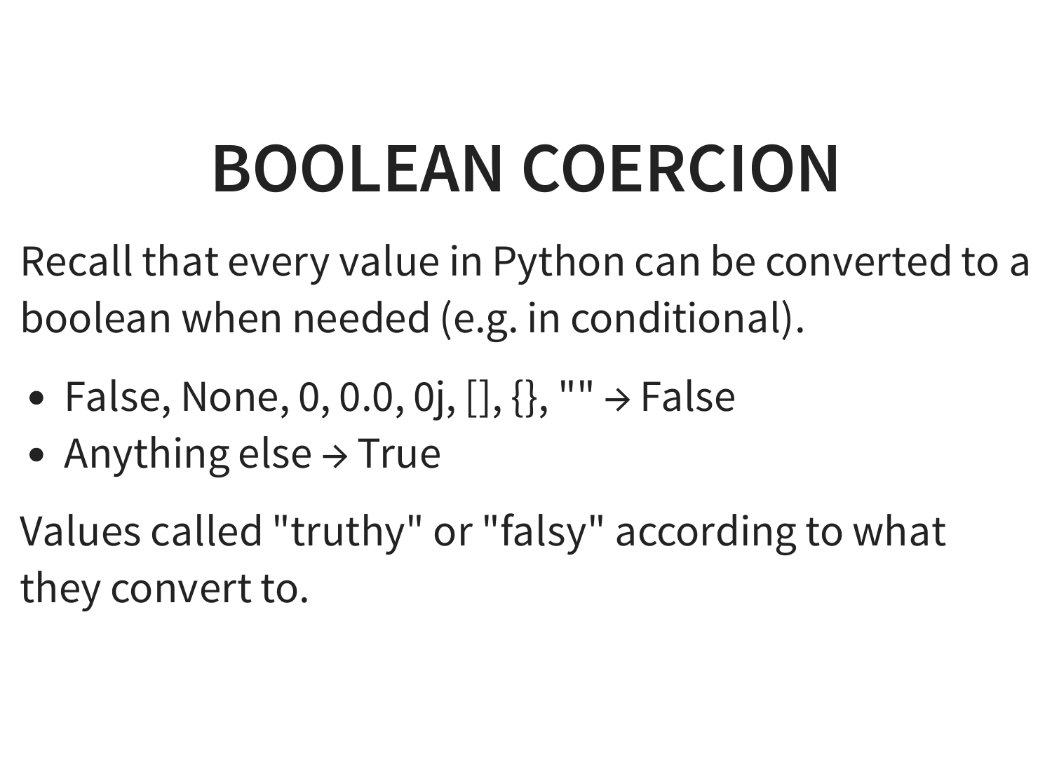# BOOLEAN COERCION

Recall that every value in Python can be converted to a boolean when needed (e.g. in conditional).

- False, None, 0, 0.0, 0j, [], {}, "" → False
- Anything else → True

Values called "truthy" or "falsy" according to what they convert to.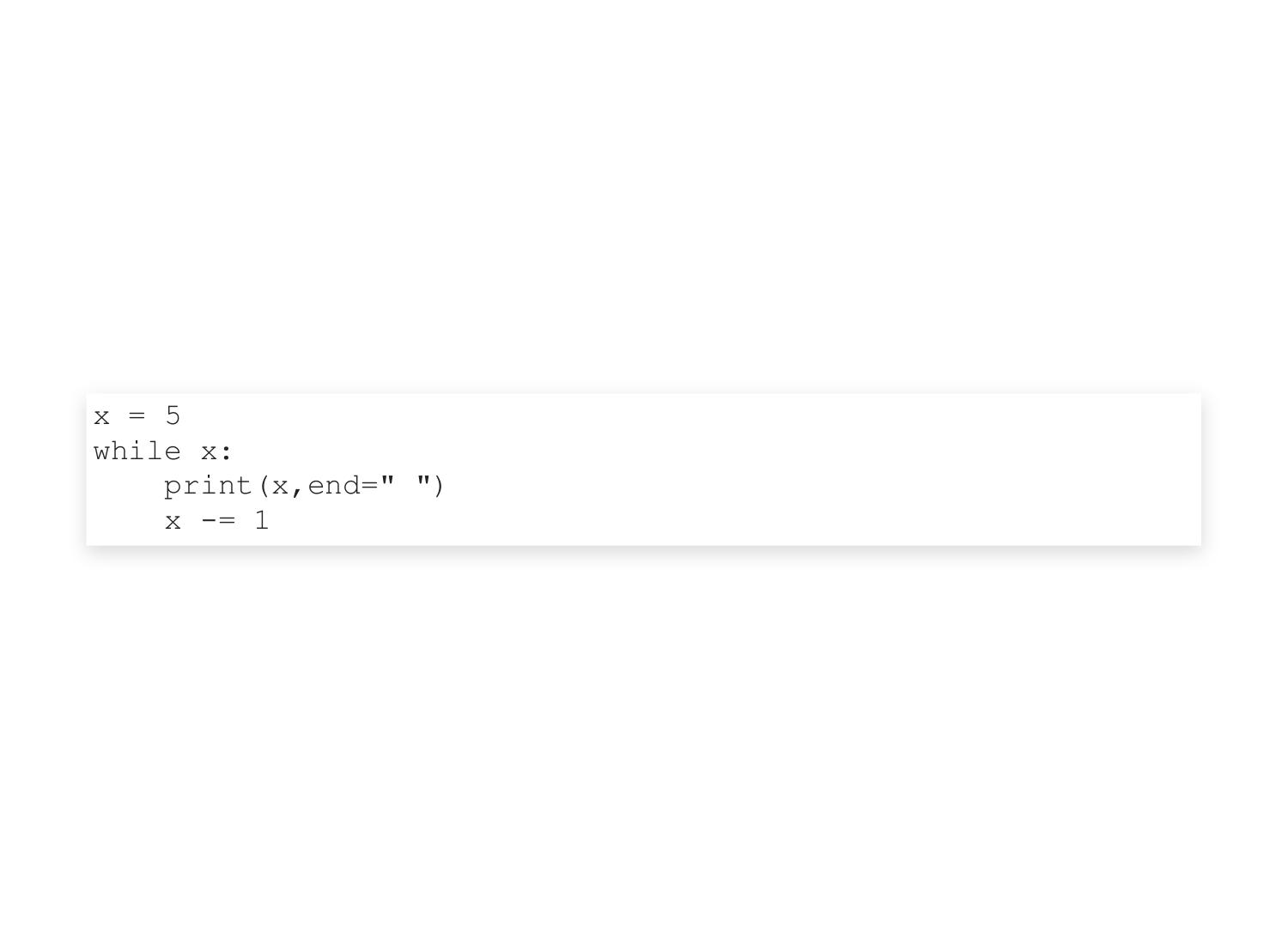```
x = 5
while x:
    print(x,end=" ")
    x -= 1
```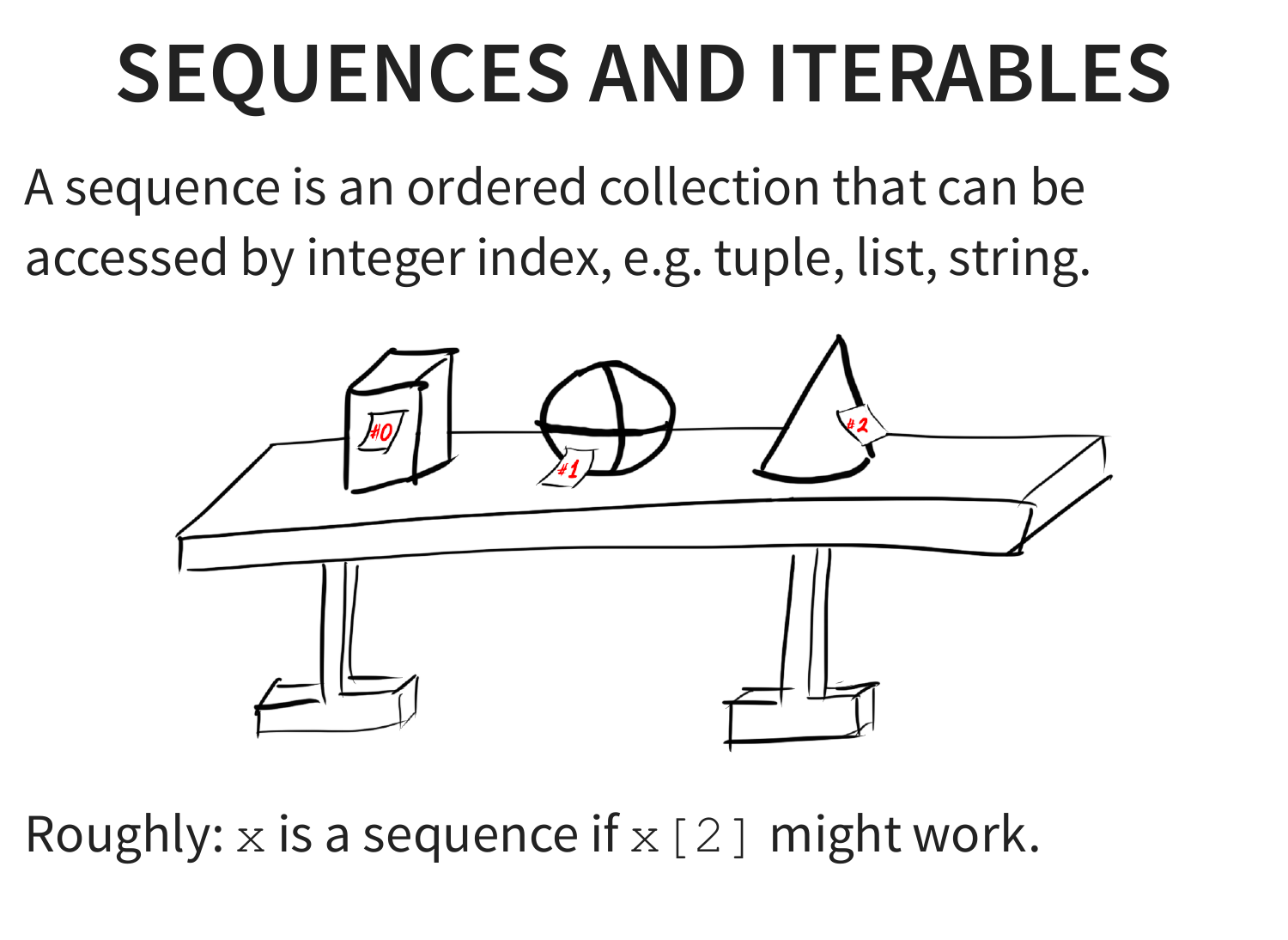# SEQUENCES AND ITERABLES

A sequence is an ordered collection that can be accessed by integer index, e.g. tuple, list, string.

Roughly: `x` is a sequence if `x[2]` might work.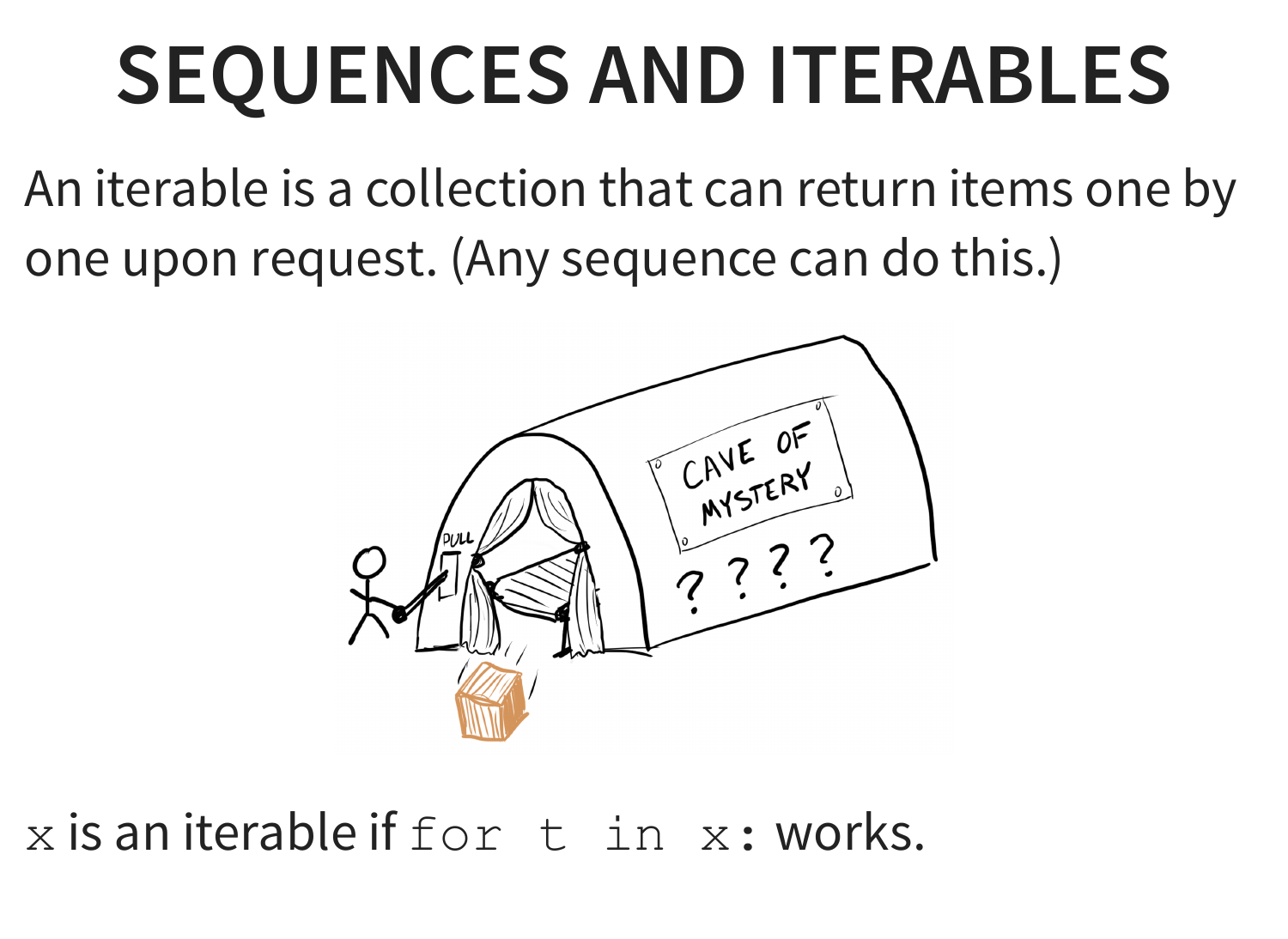# SEQUENCES AND ITERABLES

An iterable is a collection that can return items one by one upon request. (Any sequence can do this.)

`x` is an iterable if `for t in x:` works.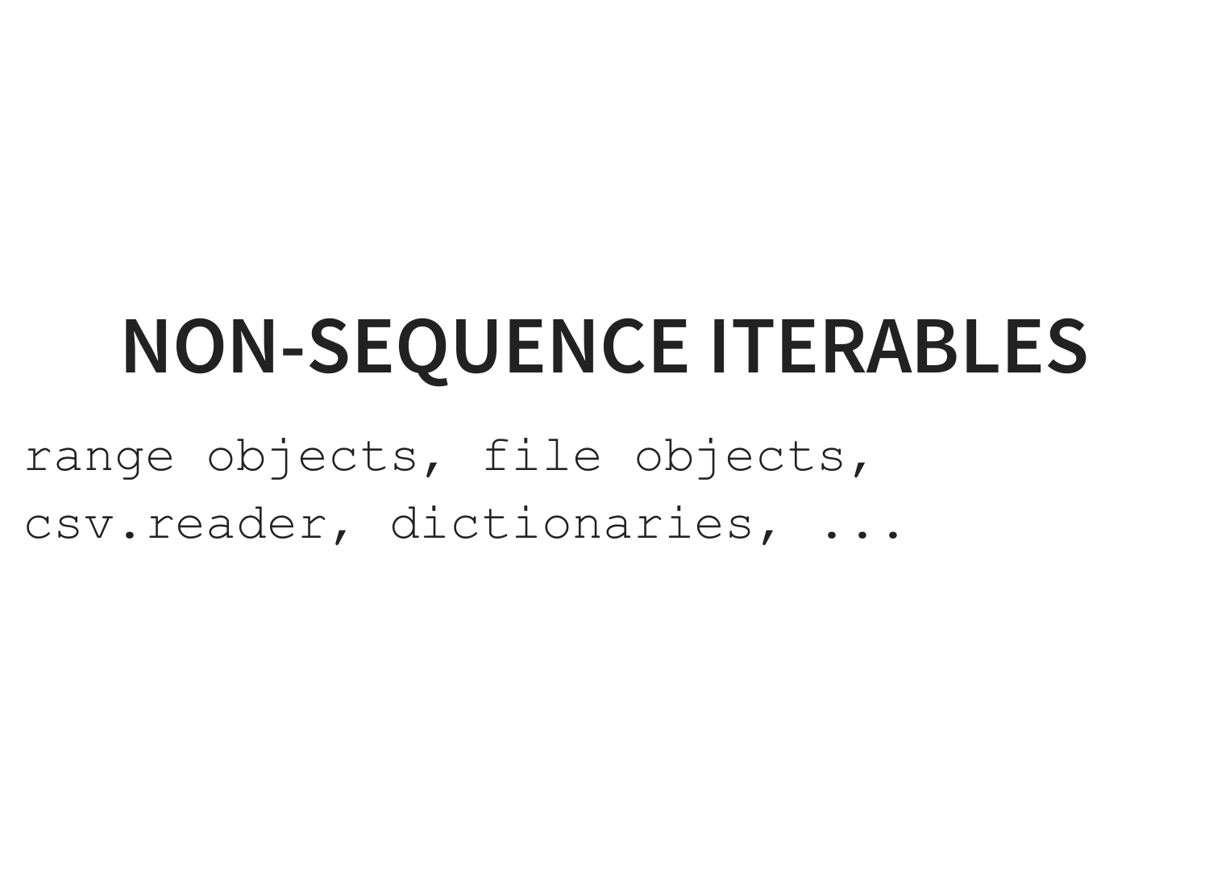# NON-SEQUENCE ITERABLES

```
range objects, file objects,
csv.reader, dictionaries, ...
```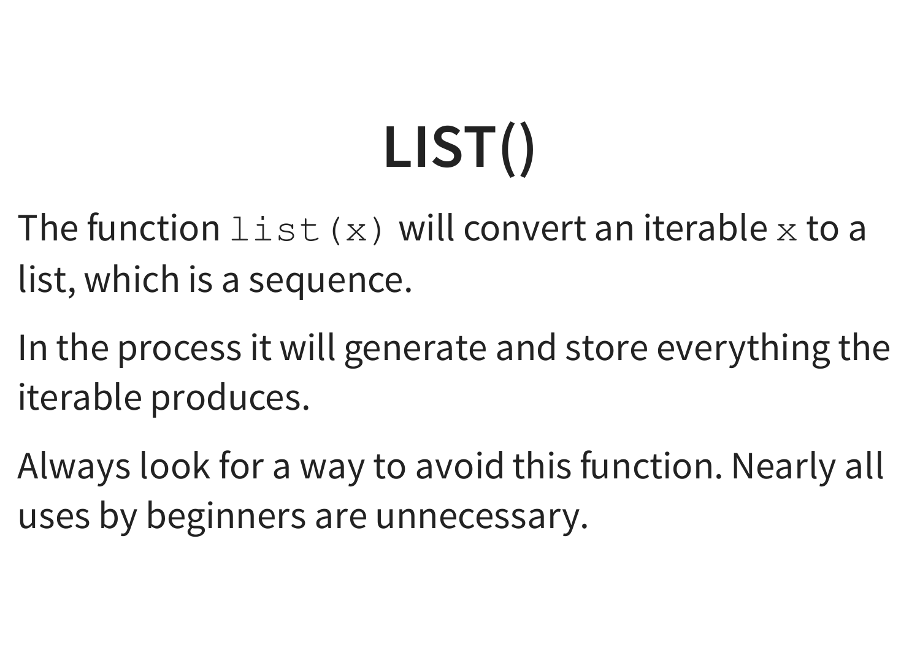# LIST()

The function `list(x)` will convert an iterable `x` to a list, which is a sequence.

In the process it will generate and store everything the iterable produces.

Always look for a way to avoid this function. Nearly all uses by beginners are unnecessary.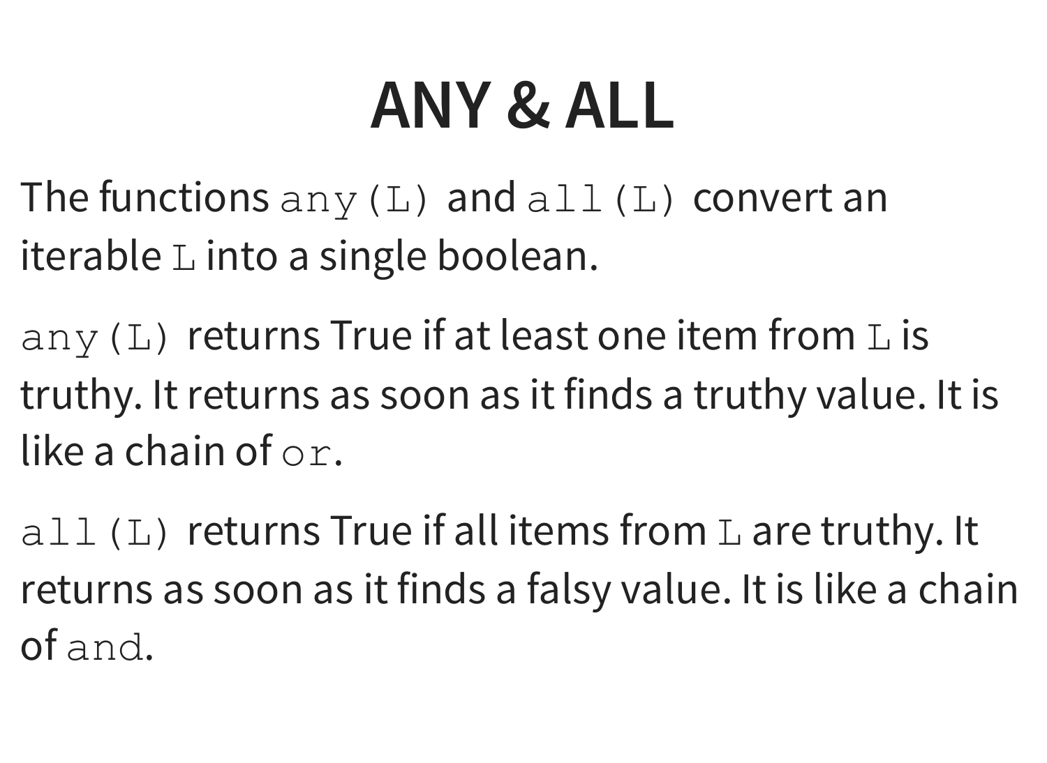# ANY & ALL

The functions `any(L)` and `all(L)` convert an iterable `L` into a single boolean.

`any(L)` returns True if at least one item from `L` is truthy. It returns as soon as it finds a truthy value. It is like a chain of `or`.

`all(L)` returns True if all items from `L` are truthy. It returns as soon as it finds a falsy value. It is like a chain of `and`.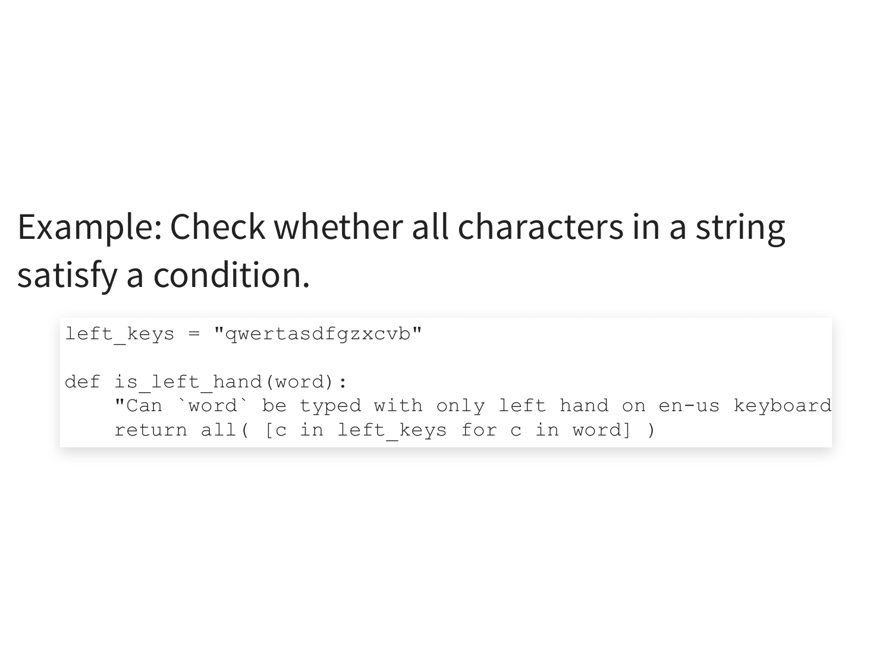Example: Check whether all characters in a string satisfy a condition.

```
left_keys = "qwertasdfgzxcvb"

def is_left_hand(word):
    "Can `word` be typed with only left hand on en-us keyboard
    return all( [c in left_keys for c in word] )
```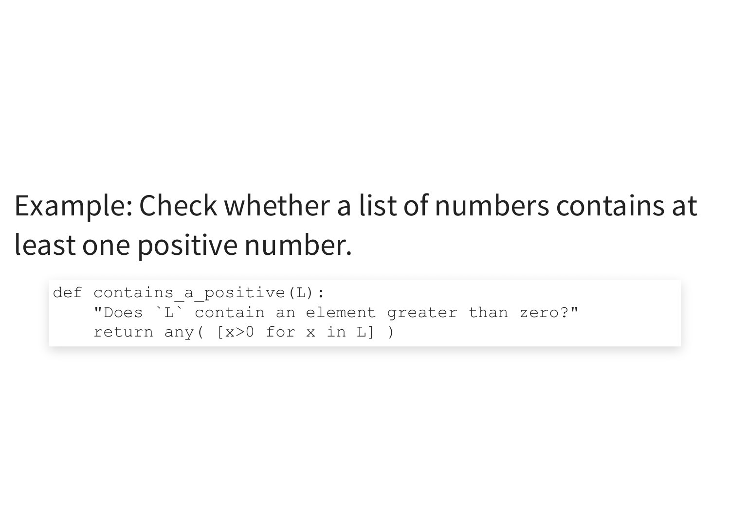Example: Check whether a list of numbers contains at least one positive number.

```
def contains_a_positive(L):
    "Does `L` contain an element greater than zero?"
    return any( [x>0 for x in L] )
```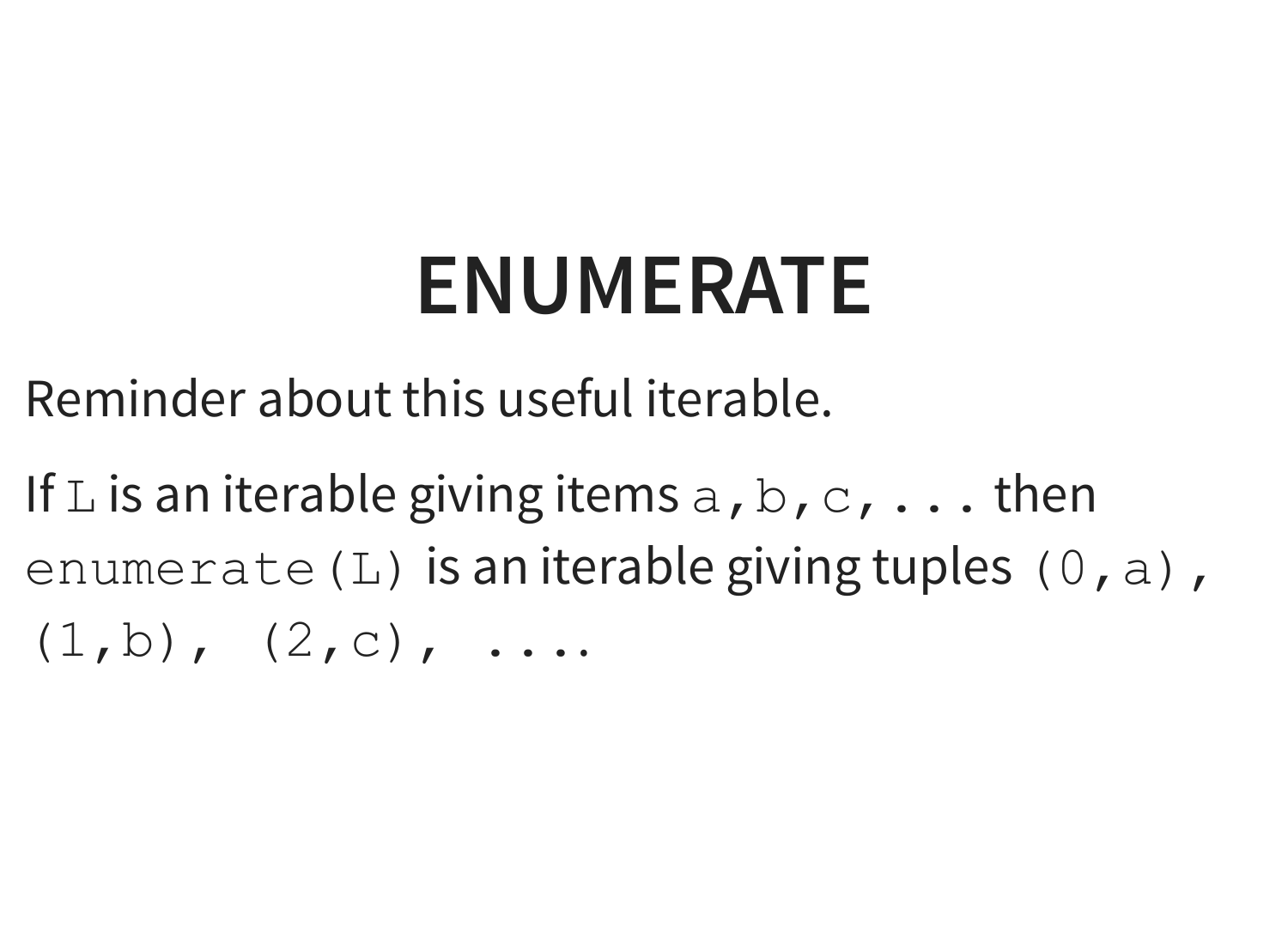# ENUMERATE

Reminder about this useful iterable.

If `L` is an iterable giving items `a,b,c,...` then `enumerate(L)` is an iterable giving tuples `(0,a), (1,b), (2,c), ...`.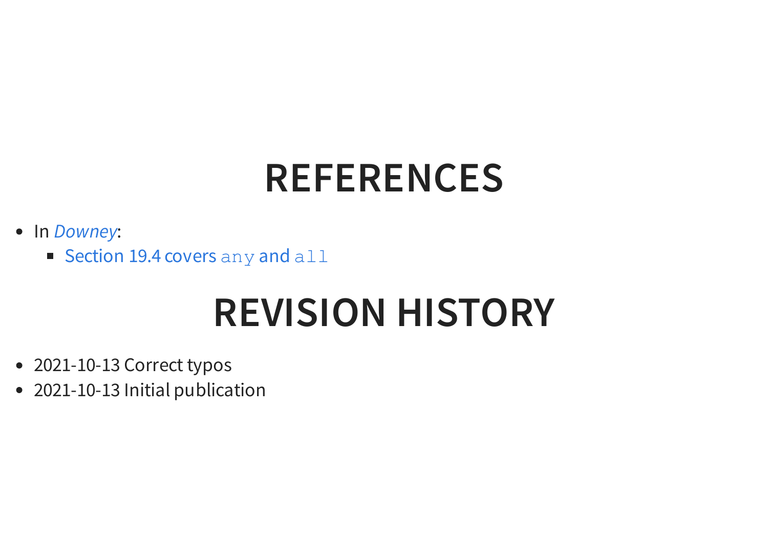# REFERENCES

- In *Downey*:
  - Section 19.4 covers `any` and `all`

# REVISION HISTORY

- 2021-10-13 Correct typos
- 2021-10-13 Initial publication